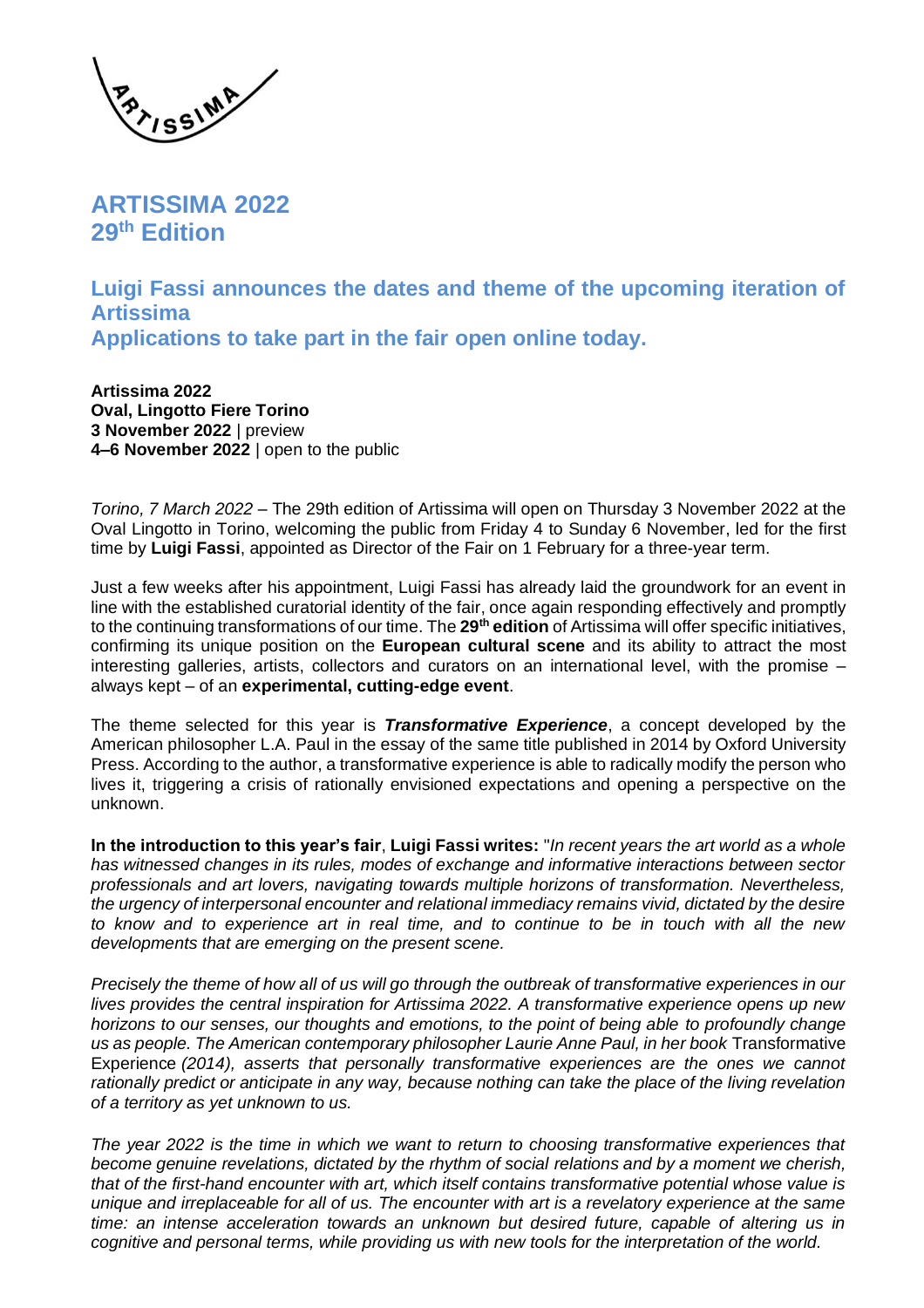ARTISSIMA

# ARTISSIMA 2022
# 29th Edition

## Luigi Fassi announces the dates and theme of the upcoming iteration of Artissima
## Applications to take part in the fair open online today.

**Artissima 2022**
**Oval, Lingotto Fiere Torino**
**3 November 2022** | preview
**4–6 November 2022** | open to the public

*Torino, 7 March 2022* – The 29th edition of Artissima will open on Thursday 3 November 2022 at the Oval Lingotto in Torino, welcoming the public from Friday 4 to Sunday 6 November, led for the first time by **Luigi Fassi**, appointed as Director of the Fair on 1 February for a three-year term.

Just a few weeks after his appointment, Luigi Fassi has already laid the groundwork for an event in line with the established curatorial identity of the fair, once again responding effectively and promptly to the continuing transformations of our time. The **29th edition** of Artissima will offer specific initiatives, confirming its unique position on the **European cultural scene** and its ability to attract the most interesting galleries, artists, collectors and curators on an international level, with the promise – always kept – of an **experimental, cutting-edge event**.

The theme selected for this year is ***Transformative Experience***, a concept developed by the American philosopher L.A. Paul in the essay of the same title published in 2014 by Oxford University Press. According to the author, a transformative experience is able to radically modify the person who lives it, triggering a crisis of rationally envisioned expectations and opening a perspective on the unknown.

**In the introduction to this year's fair**, **Luigi Fassi writes:** "*In recent years the art world as a whole has witnessed changes in its rules, modes of exchange and informative interactions between sector professionals and art lovers, navigating towards multiple horizons of transformation. Nevertheless, the urgency of interpersonal encounter and relational immediacy remains vivid, dictated by the desire to know and to experience art in real time, and to continue to be in touch with all the new developments that are emerging on the present scene.*

*Precisely the theme of how all of us will go through the outbreak of transformative experiences in our lives provides the central inspiration for Artissima 2022. A transformative experience opens up new horizons to our senses, our thoughts and emotions, to the point of being able to profoundly change us as people. The American contemporary philosopher Laurie Anne Paul, in her book* Transformative Experience *(2014), asserts that personally transformative experiences are the ones we cannot rationally predict or anticipate in any way, because nothing can take the place of the living revelation of a territory as yet unknown to us.*

*The year 2022 is the time in which we want to return to choosing transformative experiences that become genuine revelations, dictated by the rhythm of social relations and by a moment we cherish, that of the first-hand encounter with art, which itself contains transformative potential whose value is unique and irreplaceable for all of us. The encounter with art is a revelatory experience at the same time: an intense acceleration towards an unknown but desired future, capable of altering us in cognitive and personal terms, while providing us with new tools for the interpretation of the world.*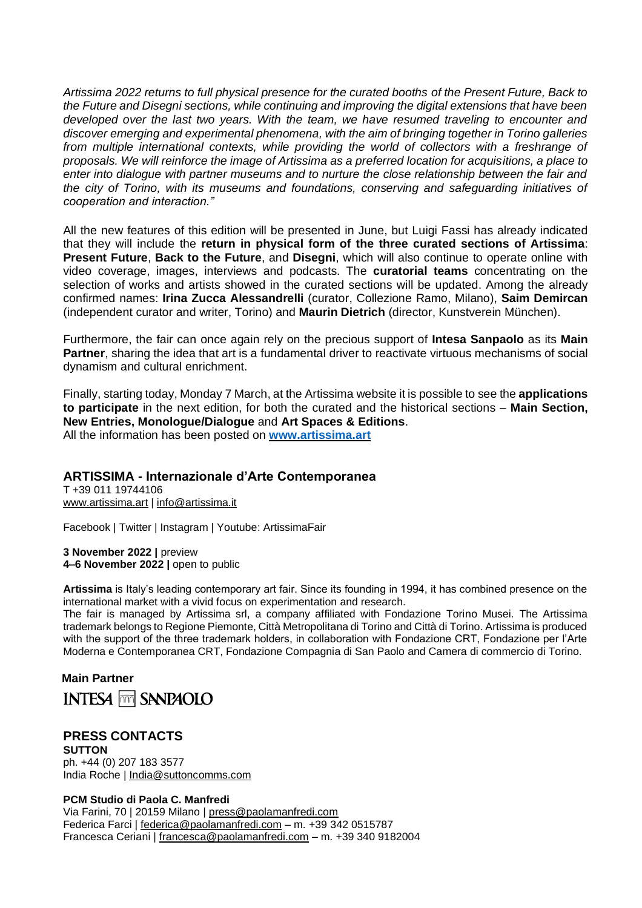*Artissima 2022 returns to full physical presence for the curated booths of the Present Future, Back to the Future and Disegni sections, while continuing and improving the digital extensions that have been developed over the last two years. With the team, we have resumed traveling to encounter and discover emerging and experimental phenomena, with the aim of bringing together in Torino galleries from multiple international contexts, while providing the world of collectors with a freshrange of proposals. We will reinforce the image of Artissima as a preferred location for acquisitions, a place to enter into dialogue with partner museums and to nurture the close relationship between the fair and the city of Torino, with its museums and foundations, conserving and safeguarding initiatives of cooperation and interaction."*

All the new features of this edition will be presented in June, but Luigi Fassi has already indicated that they will include the **return in physical form of the three curated sections of Artissima**: **Present Future**, **Back to the Future**, and **Disegni**, which will also continue to operate online with video coverage, images, interviews and podcasts. The **curatorial teams** concentrating on the selection of works and artists showed in the curated sections will be updated. Among the already confirmed names: **Irina Zucca Alessandrelli** (curator, Collezione Ramo, Milano), **Saim Demircan** (independent curator and writer, Torino) and **Maurin Dietrich** (director, Kunstverein München).

Furthermore, the fair can once again rely on the precious support of **Intesa Sanpaolo** as its **Main Partner**, sharing the idea that art is a fundamental driver to reactivate virtuous mechanisms of social dynamism and cultural enrichment.

Finally, starting today, Monday 7 March, at the Artissima website it is possible to see the **applications to participate** in the next edition, for both the curated and the historical sections – **Main Section, New Entries, Monologue/Dialogue** and **Art Spaces & Editions**.
All the information has been posted on **www.artissima.art**

## ARTISSIMA - Internazionale d'Arte Contemporanea

T +39 011 19744106
www.artissima.art | info@artissima.it

Facebook | Twitter | Instagram | Youtube: ArtissimaFair

**3 November 2022 |** preview
**4–6 November 2022 |** open to public

**Artissima** is Italy's leading contemporary art fair. Since its founding in 1994, it has combined presence on the international market with a vivid focus on experimentation and research.
The fair is managed by Artissima srl, a company affiliated with Fondazione Torino Musei. The Artissima trademark belongs to Regione Piemonte, Città Metropolitana di Torino and Città di Torino. Artissima is produced with the support of the three trademark holders, in collaboration with Fondazione CRT, Fondazione per l'Arte Moderna e Contemporanea CRT, Fondazione Compagnia di San Paolo and Camera di commercio di Torino.

**Main Partner**

INTESA SANPAOLO

## PRESS CONTACTS

**SUTTON**
ph. +44 (0) 207 183 3577
India Roche | India@suttoncomms.com

**PCM Studio di Paola C. Manfredi**
Via Farini, 70 | 20159 Milano | press@paolamanfredi.com
Federica Farci | federica@paolamanfredi.com – m. +39 342 0515787
Francesca Ceriani | francesca@paolamanfredi.com – m. +39 340 9182004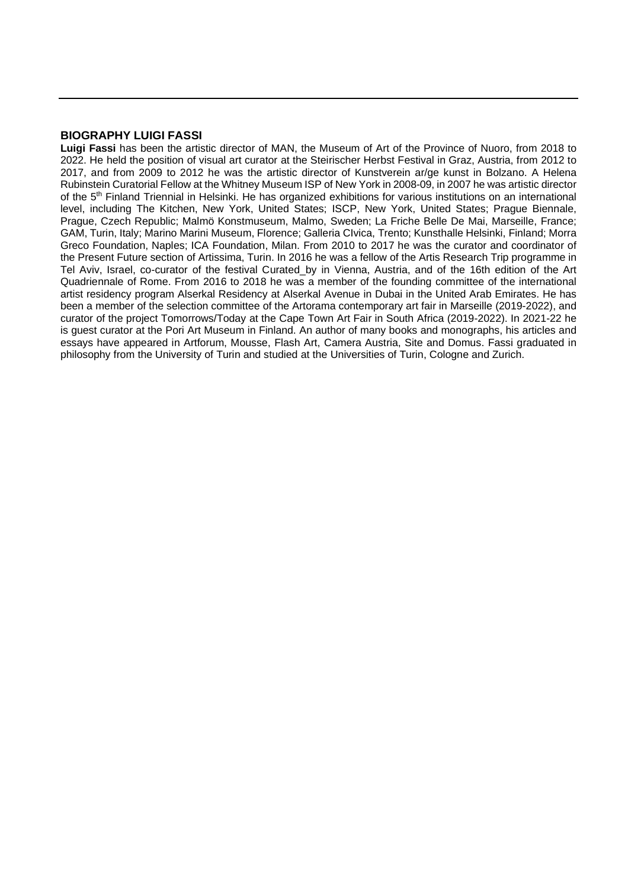## BIOGRAPHY LUIGI FASSI

**Luigi Fassi** has been the artistic director of MAN, the Museum of Art of the Province of Nuoro, from 2018 to 2022. He held the position of visual art curator at the Steirischer Herbst Festival in Graz, Austria, from 2012 to 2017, and from 2009 to 2012 he was the artistic director of Kunstverein ar/ge kunst in Bolzano. A Helena Rubinstein Curatorial Fellow at the Whitney Museum ISP of New York in 2008-09, in 2007 he was artistic director of the 5th Finland Triennial in Helsinki. He has organized exhibitions for various institutions on an international level, including The Kitchen, New York, United States; ISCP, New York, United States; Prague Biennale, Prague, Czech Republic; Malmö Konstmuseum, Malmo, Sweden; La Friche Belle De Mai, Marseille, France; GAM, Turin, Italy; Marino Marini Museum, Florence; Galleria CIvica, Trento; Kunsthalle Helsinki, Finland; Morra Greco Foundation, Naples; ICA Foundation, Milan. From 2010 to 2017 he was the curator and coordinator of the Present Future section of Artissima, Turin. In 2016 he was a fellow of the Artis Research Trip programme in Tel Aviv, Israel, co-curator of the festival Curated_by in Vienna, Austria, and of the 16th edition of the Art Quadriennale of Rome. From 2016 to 2018 he was a member of the founding committee of the international artist residency program Alserkal Residency at Alserkal Avenue in Dubai in the United Arab Emirates. He has been a member of the selection committee of the Artorama contemporary art fair in Marseille (2019-2022), and curator of the project Tomorrows/Today at the Cape Town Art Fair in South Africa (2019-2022). In 2021-22 he is guest curator at the Pori Art Museum in Finland. An author of many books and monographs, his articles and essays have appeared in Artforum, Mousse, Flash Art, Camera Austria, Site and Domus. Fassi graduated in philosophy from the University of Turin and studied at the Universities of Turin, Cologne and Zurich.